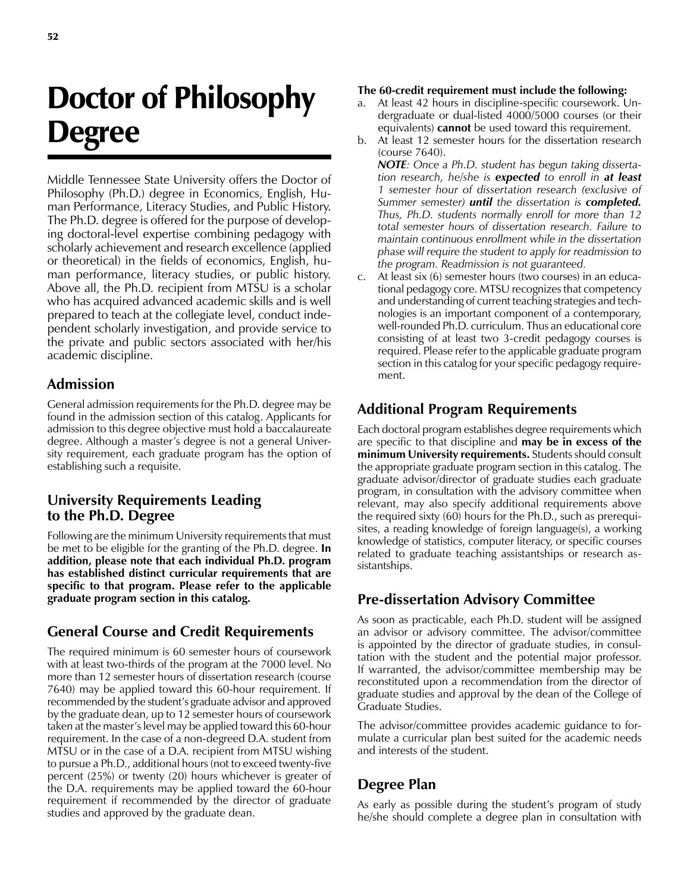# Doctor of Philosophy Degree

Middle Tennessee State University offers the Doctor of Philosophy (Ph.D.) degree in Economics, English, Human Performance, Literacy Studies, and Public History. The Ph.D. degree is offered for the purpose of developing doctoral-level expertise combining pedagogy with scholarly achievement and research excellence (applied or theoretical) in the fields of economics, English, human performance, literacy studies, or public history. Above all, the Ph.D. recipient from MTSU is a scholar who has acquired advanced academic skills and is well prepared to teach at the collegiate level, conduct independent scholarly investigation, and provide service to the private and public sectors associated with her/his academic discipline.

## Admission

General admission requirements for the Ph.D. degree may be found in the admission section of this catalog. Applicants for admission to this degree objective must hold a baccalaureate degree. Although a master's degree is not a general University requirement, each graduate program has the option of establishing such a requisite.

## University Requirements Leading to the Ph.D. Degree

Following are the minimum University requirements that must be met to be eligible for the granting of the Ph.D. degree. **In addition, please note that each individual Ph.D. program has established distinct curricular requirements that are specific to that program. Please refer to the applicable graduate program section in this catalog.**

## General Course and Credit Requirements

The required minimum is 60 semester hours of coursework with at least two-thirds of the program at the 7000 level. No more than 12 semester hours of dissertation research (course 7640) may be applied toward this 60-hour requirement. If recommended by the student's graduate advisor and approved by the graduate dean, up to 12 semester hours of coursework taken at the master's level may be applied toward this 60-hour requirement. In the case of a non-degreed D.A. student from MTSU or in the case of a D.A. recipient from MTSU wishing to pursue a Ph.D., additional hours (not to exceed twenty-five percent (25%) or twenty (20) hours whichever is greater of the D.A. requirements may be applied toward the 60-hour requirement if recommended by the director of graduate studies and approved by the graduate dean.

**The 60-credit requirement must include the following:**

a. At least 42 hours in discipline-specific coursework. Undergraduate or dual-listed 4000/5000 courses (or their equivalents) **cannot** be used toward this requirement.
b. At least 12 semester hours for the dissertation research (course 7640).
   ***NOTE****: Once a Ph.D. student has begun taking dissertation research, he/she is* ***expected*** *to enroll in* ***at least*** *1 semester hour of dissertation research (exclusive of Summer semester)* ***until*** *the dissertation is* ***completed.*** *Thus, Ph.D. students normally enroll for more than 12 total semester hours of dissertation research. Failure to maintain continuous enrollment while in the dissertation phase will require the student to apply for readmission to the program. Readmission is not guaranteed.*
c. At least six (6) semester hours (two courses) in an educational pedagogy core. MTSU recognizes that competency and understanding of current teaching strategies and technologies is an important component of a contemporary, well-rounded Ph.D. curriculum. Thus an educational core consisting of at least two 3-credit pedagogy courses is required. Please refer to the applicable graduate program section in this catalog for your specific pedagogy requirement.

## Additional Program Requirements

Each doctoral program establishes degree requirements which are specific to that discipline and **may be in excess of the minimum University requirements.** Students should consult the appropriate graduate program section in this catalog. The graduate advisor/director of graduate studies each graduate program, in consultation with the advisory committee when relevant, may also specify additional requirements above the required sixty (60) hours for the Ph.D., such as prerequisites, a reading knowledge of foreign language(s), a working knowledge of statistics, computer literacy, or specific courses related to graduate teaching assistantships or research assistantships.

## Pre-dissertation Advisory Committee

As soon as practicable, each Ph.D. student will be assigned an advisor or advisory committee. The advisor/committee is appointed by the director of graduate studies, in consultation with the student and the potential major professor. If warranted, the advisor/committee membership may be reconstituted upon a recommendation from the director of graduate studies and approval by the dean of the College of Graduate Studies.

The advisor/committee provides academic guidance to formulate a curricular plan best suited for the academic needs and interests of the student.

## Degree Plan

As early as possible during the student's program of study he/she should complete a degree plan in consultation with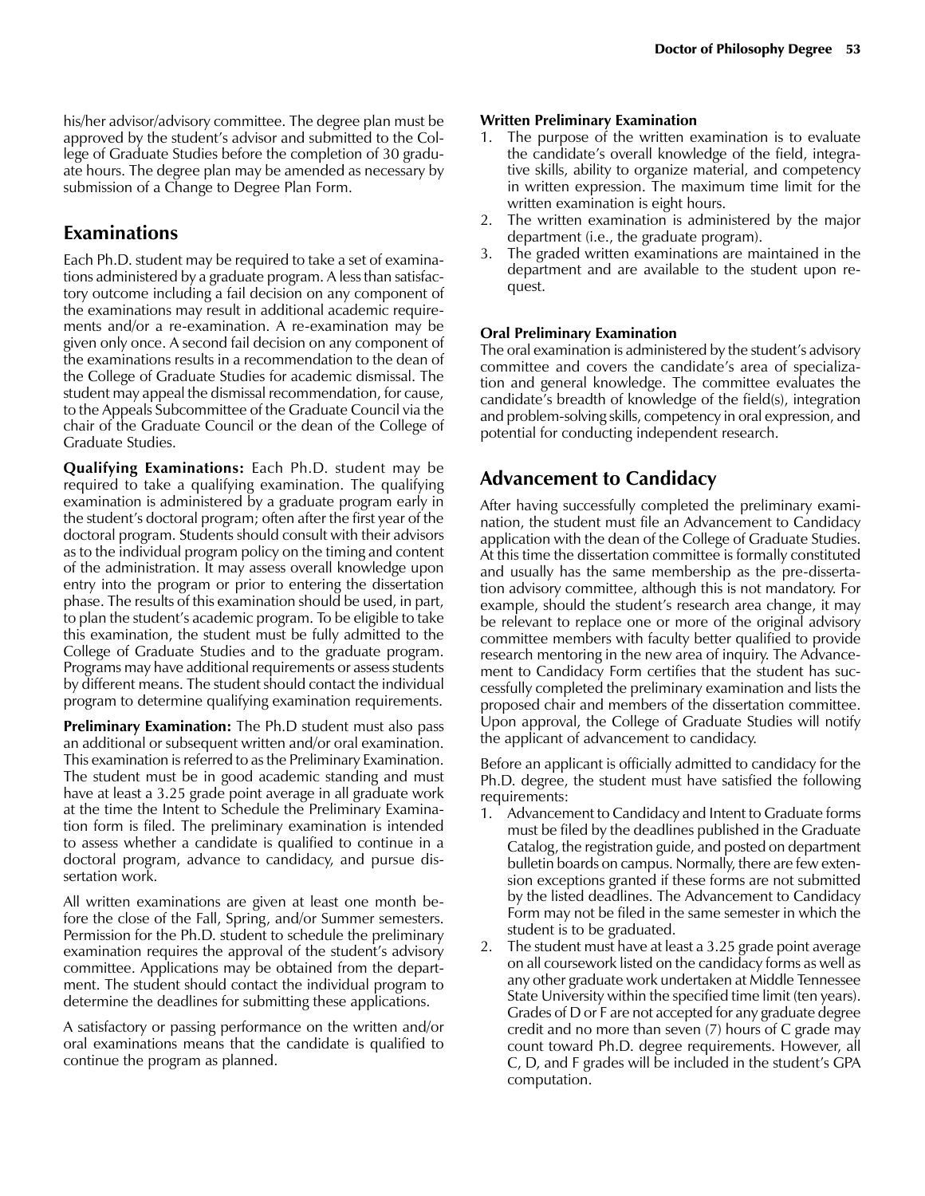his/her advisor/advisory committee. The degree plan must be approved by the student's advisor and submitted to the College of Graduate Studies before the completion of 30 graduate hours. The degree plan may be amended as necessary by submission of a Change to Degree Plan Form.

## Examinations

Each Ph.D. student may be required to take a set of examinations administered by a graduate program. A less than satisfactory outcome including a fail decision on any component of the examinations may result in additional academic requirements and/or a re-examination. A re-examination may be given only once. A second fail decision on any component of the examinations results in a recommendation to the dean of the College of Graduate Studies for academic dismissal. The student may appeal the dismissal recommendation, for cause, to the Appeals Subcommittee of the Graduate Council via the chair of the Graduate Council or the dean of the College of Graduate Studies.

**Qualifying Examinations:** Each Ph.D. student may be required to take a qualifying examination. The qualifying examination is administered by a graduate program early in the student's doctoral program; often after the first year of the doctoral program. Students should consult with their advisors as to the individual program policy on the timing and content of the administration. It may assess overall knowledge upon entry into the program or prior to entering the dissertation phase. The results of this examination should be used, in part, to plan the student's academic program. To be eligible to take this examination, the student must be fully admitted to the College of Graduate Studies and to the graduate program. Programs may have additional requirements or assess students by different means. The student should contact the individual program to determine qualifying examination requirements.

**Preliminary Examination:** The Ph.D student must also pass an additional or subsequent written and/or oral examination. This examination is referred to as the Preliminary Examination. The student must be in good academic standing and must have at least a 3.25 grade point average in all graduate work at the time the Intent to Schedule the Preliminary Examination form is filed. The preliminary examination is intended to assess whether a candidate is qualified to continue in a doctoral program, advance to candidacy, and pursue dissertation work.

All written examinations are given at least one month before the close of the Fall, Spring, and/or Summer semesters. Permission for the Ph.D. student to schedule the preliminary examination requires the approval of the student's advisory committee. Applications may be obtained from the department. The student should contact the individual program to determine the deadlines for submitting these applications.

A satisfactory or passing performance on the written and/or oral examinations means that the candidate is qualified to continue the program as planned.

**Written Preliminary Examination**

1. The purpose of the written examination is to evaluate the candidate's overall knowledge of the field, integrative skills, ability to organize material, and competency in written expression. The maximum time limit for the written examination is eight hours.
2. The written examination is administered by the major department (i.e., the graduate program).
3. The graded written examinations are maintained in the department and are available to the student upon request.

**Oral Preliminary Examination**

The oral examination is administered by the student's advisory committee and covers the candidate's area of specialization and general knowledge. The committee evaluates the candidate's breadth of knowledge of the field(s), integration and problem-solving skills, competency in oral expression, and potential for conducting independent research.

## Advancement to Candidacy

After having successfully completed the preliminary examination, the student must file an Advancement to Candidacy application with the dean of the College of Graduate Studies. At this time the dissertation committee is formally constituted and usually has the same membership as the pre-dissertation advisory committee, although this is not mandatory. For example, should the student's research area change, it may be relevant to replace one or more of the original advisory committee members with faculty better qualified to provide research mentoring in the new area of inquiry. The Advancement to Candidacy Form certifies that the student has successfully completed the preliminary examination and lists the proposed chair and members of the dissertation committee. Upon approval, the College of Graduate Studies will notify the applicant of advancement to candidacy.

Before an applicant is officially admitted to candidacy for the Ph.D. degree, the student must have satisfied the following requirements:

1. Advancement to Candidacy and Intent to Graduate forms must be filed by the deadlines published in the Graduate Catalog, the registration guide, and posted on department bulletin boards on campus. Normally, there are few extension exceptions granted if these forms are not submitted by the listed deadlines. The Advancement to Candidacy Form may not be filed in the same semester in which the student is to be graduated.
2. The student must have at least a 3.25 grade point average on all coursework listed on the candidacy forms as well as any other graduate work undertaken at Middle Tennessee State University within the specified time limit (ten years). Grades of D or F are not accepted for any graduate degree credit and no more than seven (7) hours of C grade may count toward Ph.D. degree requirements. However, all C, D, and F grades will be included in the student's GPA computation.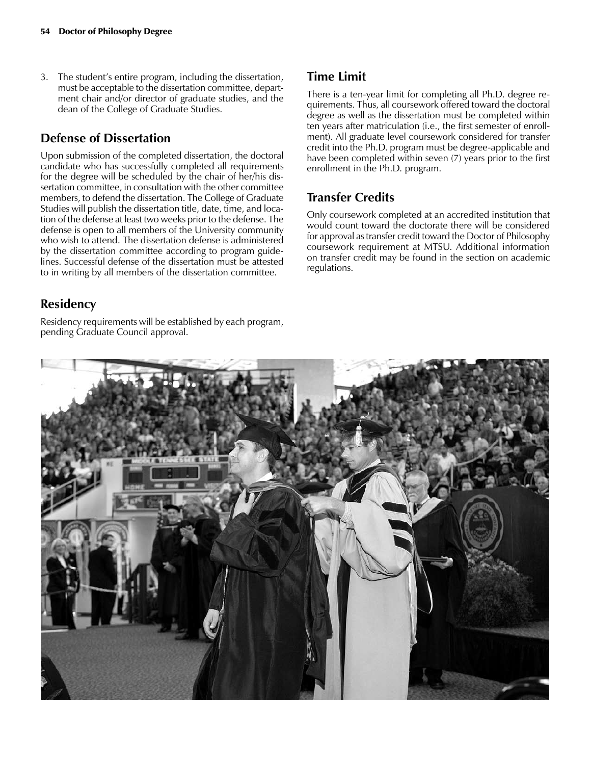3. The student's entire program, including the dissertation, must be acceptable to the dissertation committee, department chair and/or director of graduate studies, and the dean of the College of Graduate Studies.

## Defense of Dissertation

Upon submission of the completed dissertation, the doctoral candidate who has successfully completed all requirements for the degree will be scheduled by the chair of her/his dissertation committee, in consultation with the other committee members, to defend the dissertation. The College of Graduate Studies will publish the dissertation title, date, time, and location of the defense at least two weeks prior to the defense. The defense is open to all members of the University community who wish to attend. The dissertation defense is administered by the dissertation committee according to program guidelines. Successful defense of the dissertation must be attested to in writing by all members of the dissertation committee.

## Residency

Residency requirements will be established by each program, pending Graduate Council approval.

## Time Limit

There is a ten-year limit for completing all Ph.D. degree requirements. Thus, all coursework offered toward the doctoral degree as well as the dissertation must be completed within ten years after matriculation (i.e., the first semester of enrollment). All graduate level coursework considered for transfer credit into the Ph.D. program must be degree-applicable and have been completed within seven (7) years prior to the first enrollment in the Ph.D. program.

## Transfer Credits

Only coursework completed at an accredited institution that would count toward the doctorate there will be considered for approval as transfer credit toward the Doctor of Philosophy coursework requirement at MTSU. Additional information on transfer credit may be found in the section on academic regulations.